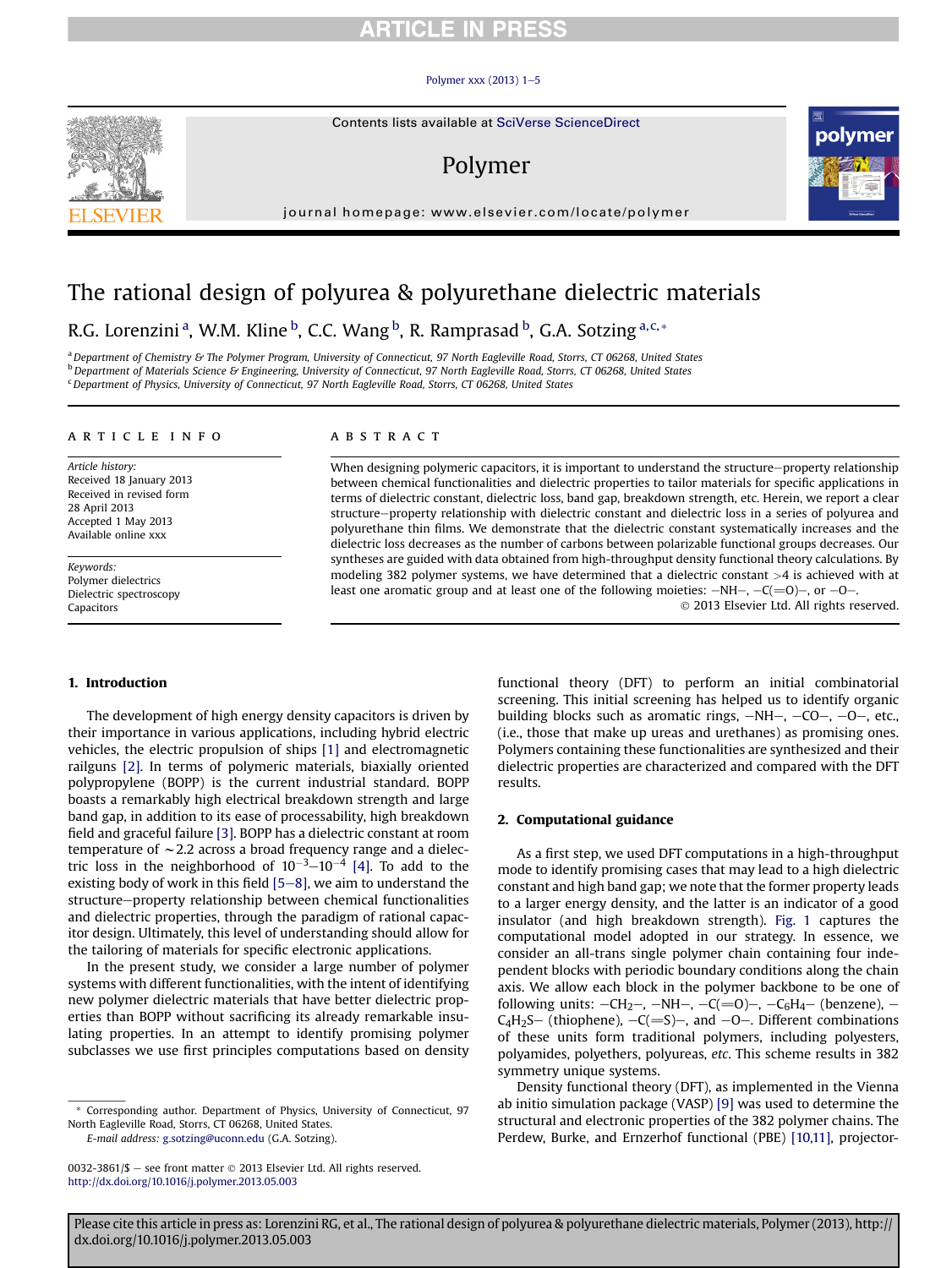# The rational design of polyurea & polyurethane dielectric materials

R.G. Lorenzini [a], W.M. Kline [b], C.C. Wang [b], R. Ramprasad [b], G.A. Sotzing [a,c,*]

[a] Department of Chemistry & The Polymer Program, University of Connecticut, 97 North Eagleville Road, Storrs, CT 06268, United States
[b] Department of Materials Science & Engineering, University of Connecticut, 97 North Eagleville Road, Storrs, CT 06268, United States
[c] Department of Physics, University of Connecticut, 97 North Eagleville Road, Storrs, CT 06268, United States

## ARTICLE INFO

*Article history:*
Received 18 January 2013
Received in revised form 28 April 2013
Accepted 1 May 2013
Available online xxx

*Keywords:*
Polymer dielectrics
Dielectric spectroscopy
Capacitors

## ABSTRACT

When designing polymeric capacitors, it is important to understand the structure–property relationship between chemical functionalities and dielectric properties to tailor materials for specific applications in terms of dielectric constant, dielectric loss, band gap, breakdown strength, etc. Herein, we report a clear structure–property relationship with dielectric constant and dielectric loss in a series of polyurea and polyurethane thin films. We demonstrate that the dielectric constant systematically increases and the dielectric loss decreases as the number of carbons between polarizable functional groups decreases. Our syntheses are guided with data obtained from high-throughput density functional theory calculations. By modeling 382 polymer systems, we have determined that a dielectric constant >4 is achieved with at least one aromatic group and at least one of the following moieties: −NH−, −C(=O)−, or −O−.

© 2013 Elsevier Ltd. All rights reserved.

## 1. Introduction

The development of high energy density capacitors is driven by their importance in various applications, including hybrid electric vehicles, the electric propulsion of ships [1] and electromagnetic railguns [2]. In terms of polymeric materials, biaxially oriented polypropylene (BOPP) is the current industrial standard. BOPP boasts a remarkably high electrical breakdown strength and large band gap, in addition to its ease of processability, high breakdown field and graceful failure [3]. BOPP has a dielectric constant at room temperature of ~2.2 across a broad frequency range and a dielectric loss in the neighborhood of $10^{-3}$–$10^{-4}$ [4]. To add to the existing body of work in this field [5–8], we aim to understand the structure–property relationship between chemical functionalities and dielectric properties, through the paradigm of rational capacitor design. Ultimately, this level of understanding should allow for the tailoring of materials for specific electronic applications.

In the present study, we consider a large number of polymer systems with different functionalities, with the intent of identifying new polymer dielectric materials that have better dielectric properties than BOPP without sacrificing its already remarkable insulating properties. In an attempt to identify promising polymer subclasses we use first principles computations based on density functional theory (DFT) to perform an initial combinatorial screening. This initial screening has helped us to identify organic building blocks such as aromatic rings, −NH−, −CO−, −O−, etc., (i.e., those that make up ureas and urethanes) as promising ones. Polymers containing these functionalities are synthesized and their dielectric properties are characterized and compared with the DFT results.

## 2. Computational guidance

As a first step, we used DFT computations in a high-throughput mode to identify promising cases that may lead to a high dielectric constant and high band gap; we note that the former property leads to a larger energy density, and the latter is an indicator of a good insulator (and high breakdown strength). Fig. 1 captures the computational model adopted in our strategy. In essence, we consider an all-trans single polymer chain containing four independent blocks with periodic boundary conditions along the chain axis. We allow each block in the polymer backbone to be one of following units: $-CH_2-$, −NH−, −C(=O)−, $-C_6H_4-$ (benzene), $-C_4H_2S-$ (thiophene), −C(=S)−, and −O−. Different combinations of these units form traditional polymers, including polyesters, polyamides, polyethers, polyureas, *etc.* This scheme results in 382 symmetry unique systems.

Density functional theory (DFT), as implemented in the Vienna ab initio simulation package (VASP) [9] was used to determine the structural and electronic properties of the 382 polymer chains. The Perdew, Burke, and Ernzerhof functional (PBE) [10,11], projector-

* Corresponding author. Department of Physics, University of Connecticut, 97 North Eagleville Road, Storrs, CT 06268, United States.
*E-mail address:* g.sotzing@uconn.edu (G.A. Sotzing).

0032-3861/$ – see front matter © 2013 Elsevier Ltd. All rights reserved.
http://dx.doi.org/10.1016/j.polymer.2013.05.003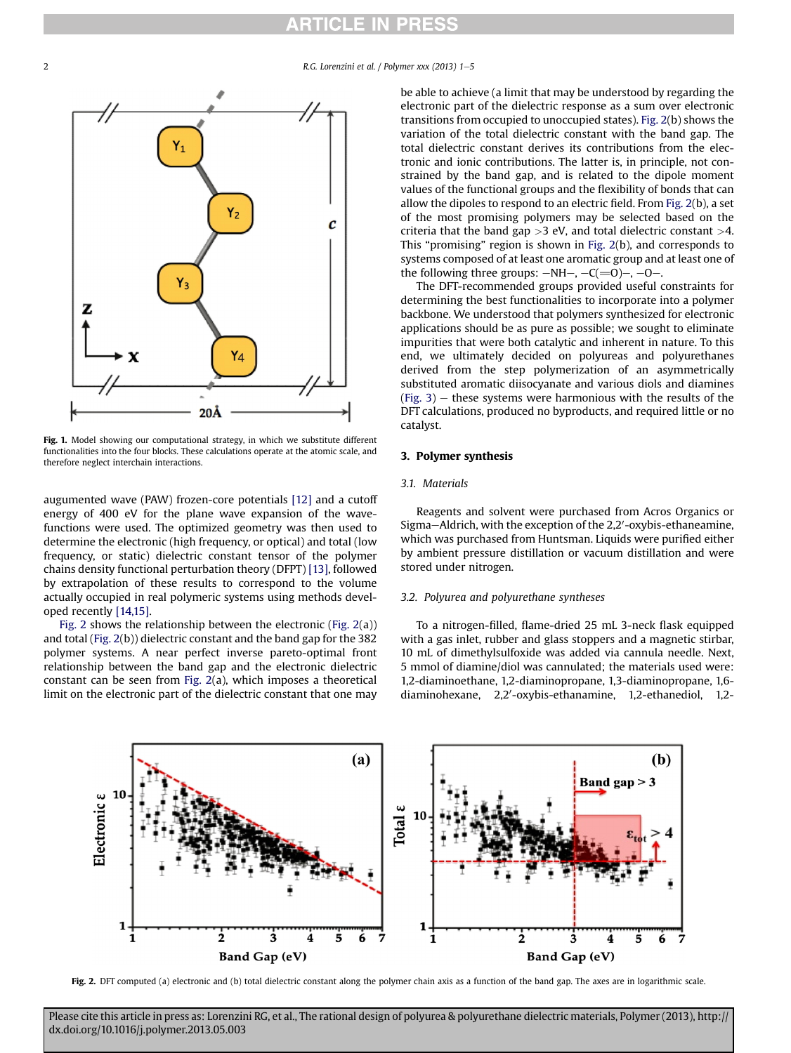Fig. 1. Model showing our computational strategy, in which we substitute different functionalities into the four blocks. These calculations operate at the atomic scale, and therefore neglect interchain interactions.

augumented wave (PAW) frozen-core potentials [12] and a cutoff energy of 400 eV for the plane wave expansion of the wavefunctions were used. The optimized geometry was then used to determine the electronic (high frequency, or optical) and total (low frequency, or static) dielectric constant tensor of the polymer chains density functional perturbation theory (DFPT) [13], followed by extrapolation of these results to correspond to the volume actually occupied in real polymeric systems using methods developed recently [14,15].

Fig. 2 shows the relationship between the electronic (Fig. 2(a)) and total (Fig. 2(b)) dielectric constant and the band gap for the 382 polymer systems. A near perfect inverse pareto-optimal front relationship between the band gap and the electronic dielectric constant can be seen from Fig. 2(a), which imposes a theoretical limit on the electronic part of the dielectric constant that one may be able to achieve (a limit that may be understood by regarding the electronic part of the dielectric response as a sum over electronic transitions from occupied to unoccupied states). Fig. 2(b) shows the variation of the total dielectric constant with the band gap. The total dielectric constant derives its contributions from the electronic and ionic contributions. The latter is, in principle, not constrained by the band gap, and is related to the dipole moment values of the functional groups and the flexibility of bonds that can allow the dipoles to respond to an electric field. From Fig. 2(b), a set of the most promising polymers may be selected based on the criteria that the band gap >3 eV, and total dielectric constant >4. This "promising" region is shown in Fig. 2(b), and corresponds to systems composed of at least one aromatic group and at least one of the following three groups: −NH−, −C(=O)−, −O−.

The DFT-recommended groups provided useful constraints for determining the best functionalities to incorporate into a polymer backbone. We understood that polymers synthesized for electronic applications should be as pure as possible; we sought to eliminate impurities that were both catalytic and inherent in nature. To this end, we ultimately decided on polyureas and polyurethanes derived from the step polymerization of an asymmetrically substituted aromatic diisocyanate and various diols and diamines (Fig. 3) – these systems were harmonious with the results of the DFT calculations, produced no byproducts, and required little or no catalyst.

## 3. Polymer synthesis

### 3.1. Materials

Reagents and solvent were purchased from Acros Organics or Sigma–Aldrich, with the exception of the 2,2′-oxybis-ethaneamine, which was purchased from Huntsman. Liquids were purified either by ambient pressure distillation or vacuum distillation and were stored under nitrogen.

### 3.2. Polyurea and polyurethane syntheses

To a nitrogen-filled, flame-dried 25 mL 3-neck flask equipped with a gas inlet, rubber and glass stoppers and a magnetic stirbar, 10 mL of dimethylsulfoxide was added via cannula needle. Next, 5 mmol of diamine/diol was cannulated; the materials used were: 1,2-diaminoethane, 1,2-diaminopropane, 1,3-diaminopropane, 1,6-diaminohexane, 2,2′-oxybis-ethanamine, 1,2-ethanediol, 1,2-

Fig. 2. DFT computed (a) electronic and (b) total dielectric constant along the polymer chain axis as a function of the band gap. The axes are in logarithmic scale.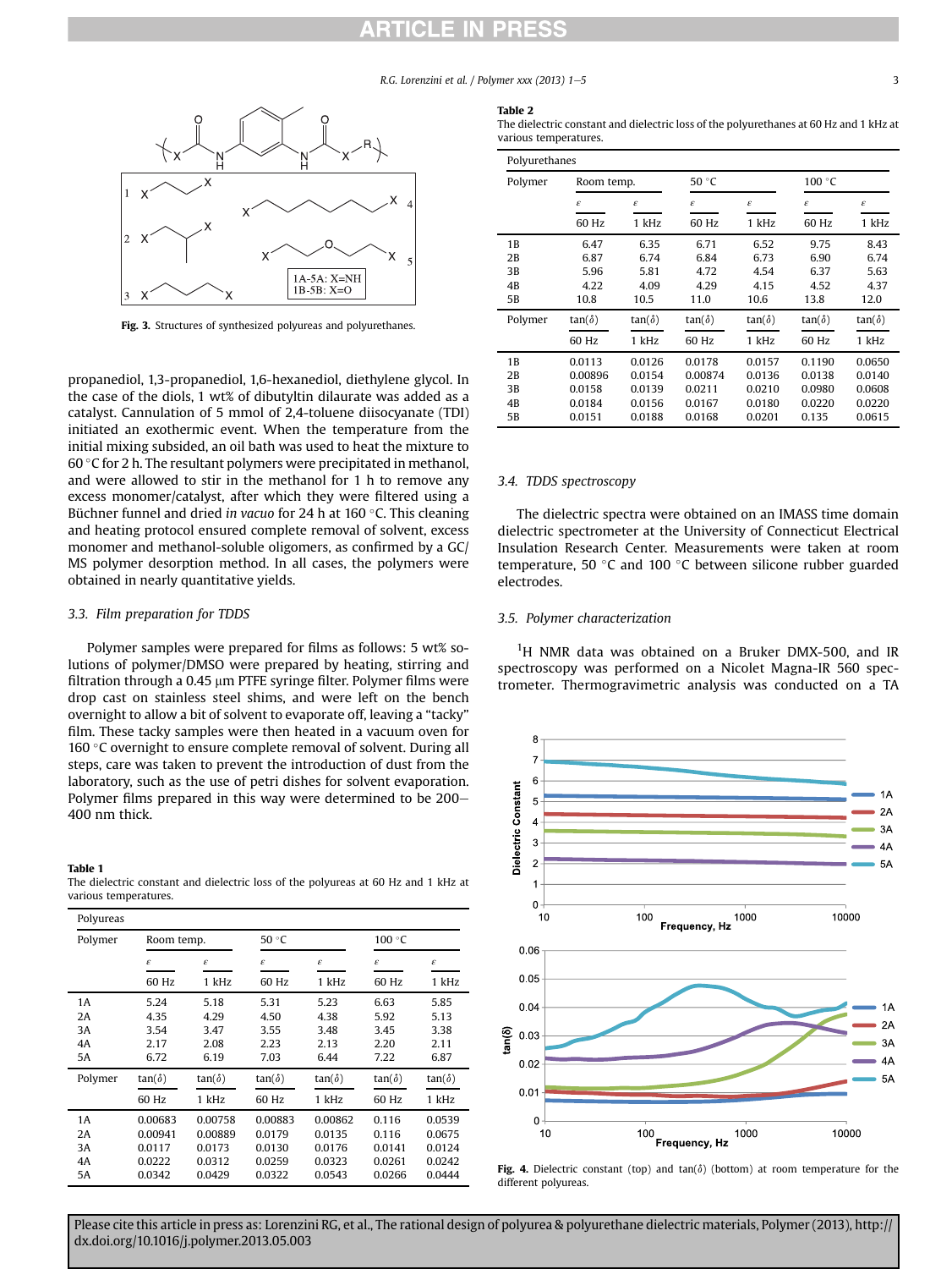Fig. 3. Structures of synthesized polyureas and polyurethanes.

propanediol, 1,3-propanediol, 1,6-hexanediol, diethylene glycol. In the case of the diols, 1 wt% of dibutyltin dilaurate was added as a catalyst. Cannulation of 5 mmol of 2,4-toluene diisocyanate (TDI) initiated an exothermic event. When the temperature from the initial mixing subsided, an oil bath was used to heat the mixture to 60 °C for 2 h. The resultant polymers were precipitated in methanol, and were allowed to stir in the methanol for 1 h to remove any excess monomer/catalyst, after which they were filtered using a Büchner funnel and dried *in vacuo* for 24 h at 160 °C. This cleaning and heating protocol ensured complete removal of solvent, excess monomer and methanol-soluble oligomers, as confirmed by a GC/MS polymer desorption method. In all cases, the polymers were obtained in nearly quantitative yields.

### 3.3. Film preparation for TDDS

Polymer samples were prepared for films as follows: 5 wt% solutions of polymer/DMSO were prepared by heating, stirring and filtration through a 0.45 μm PTFE syringe filter. Polymer films were drop cast on stainless steel shims, and were left on the bench overnight to allow a bit of solvent to evaporate off, leaving a "tacky" film. These tacky samples were then heated in a vacuum oven for 160 °C overnight to ensure complete removal of solvent. During all steps, care was taken to prevent the introduction of dust from the laboratory, such as the use of petri dishes for solvent evaporation. Polymer films prepared in this way were determined to be 200–400 nm thick.

**Table 1**
The dielectric constant and dielectric loss of the polyureas at 60 Hz and 1 kHz at various temperatures.

| Polyureas | | | | | | |
|---|---|---|---|---|---|---|
| Polymer | Room temp. | | 50 °C | | 100 °C | |
| | $\varepsilon$ 60 Hz | $\varepsilon$ 1 kHz | $\varepsilon$ 60 Hz | $\varepsilon$ 1 kHz | $\varepsilon$ 60 Hz | $\varepsilon$ 1 kHz |
| 1A | 5.24 | 5.18 | 5.31 | 5.23 | 6.63 | 5.85 |
| 2A | 4.35 | 4.29 | 4.50 | 4.38 | 5.92 | 5.13 |
| 3A | 3.54 | 3.47 | 3.55 | 3.48 | 3.45 | 3.38 |
| 4A | 2.17 | 2.08 | 2.23 | 2.13 | 2.20 | 2.11 |
| 5A | 6.72 | 6.19 | 7.03 | 6.44 | 7.22 | 6.87 |
| Polymer | $\tan(\delta)$ 60 Hz | $\tan(\delta)$ 1 kHz | $\tan(\delta)$ 60 Hz | $\tan(\delta)$ 1 kHz | $\tan(\delta)$ 60 Hz | $\tan(\delta)$ 1 kHz |
| 1A | 0.00683 | 0.00758 | 0.00883 | 0.00862 | 0.116 | 0.0539 |
| 2A | 0.00941 | 0.00889 | 0.0179 | 0.0135 | 0.116 | 0.0675 |
| 3A | 0.0117 | 0.0173 | 0.0130 | 0.0176 | 0.0141 | 0.0124 |
| 4A | 0.0222 | 0.0312 | 0.0259 | 0.0323 | 0.0261 | 0.0242 |
| 5A | 0.0342 | 0.0429 | 0.0322 | 0.0543 | 0.0266 | 0.0444 |

**Table 2**
The dielectric constant and dielectric loss of the polyurethanes at 60 Hz and 1 kHz at various temperatures.

| Polyurethanes | | | | | | |
|---|---|---|---|---|---|---|
| Polymer | Room temp. | | 50 °C | | 100 °C | |
| | $\varepsilon$ 60 Hz | $\varepsilon$ 1 kHz | $\varepsilon$ 60 Hz | $\varepsilon$ 1 kHz | $\varepsilon$ 60 Hz | $\varepsilon$ 1 kHz |
| 1B | 6.47 | 6.35 | 6.71 | 6.52 | 9.75 | 8.43 |
| 2B | 6.87 | 6.74 | 6.84 | 6.73 | 6.90 | 6.74 |
| 3B | 5.96 | 5.81 | 4.72 | 4.54 | 6.37 | 5.63 |
| 4B | 4.22 | 4.09 | 4.29 | 4.15 | 4.52 | 4.37 |
| 5B | 10.8 | 10.5 | 11.0 | 10.6 | 13.8 | 12.0 |
| Polymer | $\tan(\delta)$ 60 Hz | $\tan(\delta)$ 1 kHz | $\tan(\delta)$ 60 Hz | $\tan(\delta)$ 1 kHz | $\tan(\delta)$ 60 Hz | $\tan(\delta)$ 1 kHz |
| 1B | 0.0113 | 0.0126 | 0.0178 | 0.0157 | 0.1190 | 0.0650 |
| 2B | 0.00896 | 0.0154 | 0.00874 | 0.0136 | 0.0138 | 0.0140 |
| 3B | 0.0158 | 0.0139 | 0.0211 | 0.0210 | 0.0980 | 0.0608 |
| 4B | 0.0184 | 0.0156 | 0.0167 | 0.0180 | 0.0220 | 0.0220 |
| 5B | 0.0151 | 0.0188 | 0.0168 | 0.0201 | 0.135 | 0.0615 |

### 3.4. TDDS spectroscopy

The dielectric spectra were obtained on an IMASS time domain dielectric spectrometer at the University of Connecticut Electrical Insulation Research Center. Measurements were taken at room temperature, 50 °C and 100 °C between silicone rubber guarded electrodes.

### 3.5. Polymer characterization

[1]H NMR data was obtained on a Bruker DMX-500, and IR spectroscopy was performed on a Nicolet Magna-IR 560 spectrometer. Thermogravimetric analysis was conducted on a TA

Fig. 4. Dielectric constant (top) and tan(δ) (bottom) at room temperature for the different polyureas.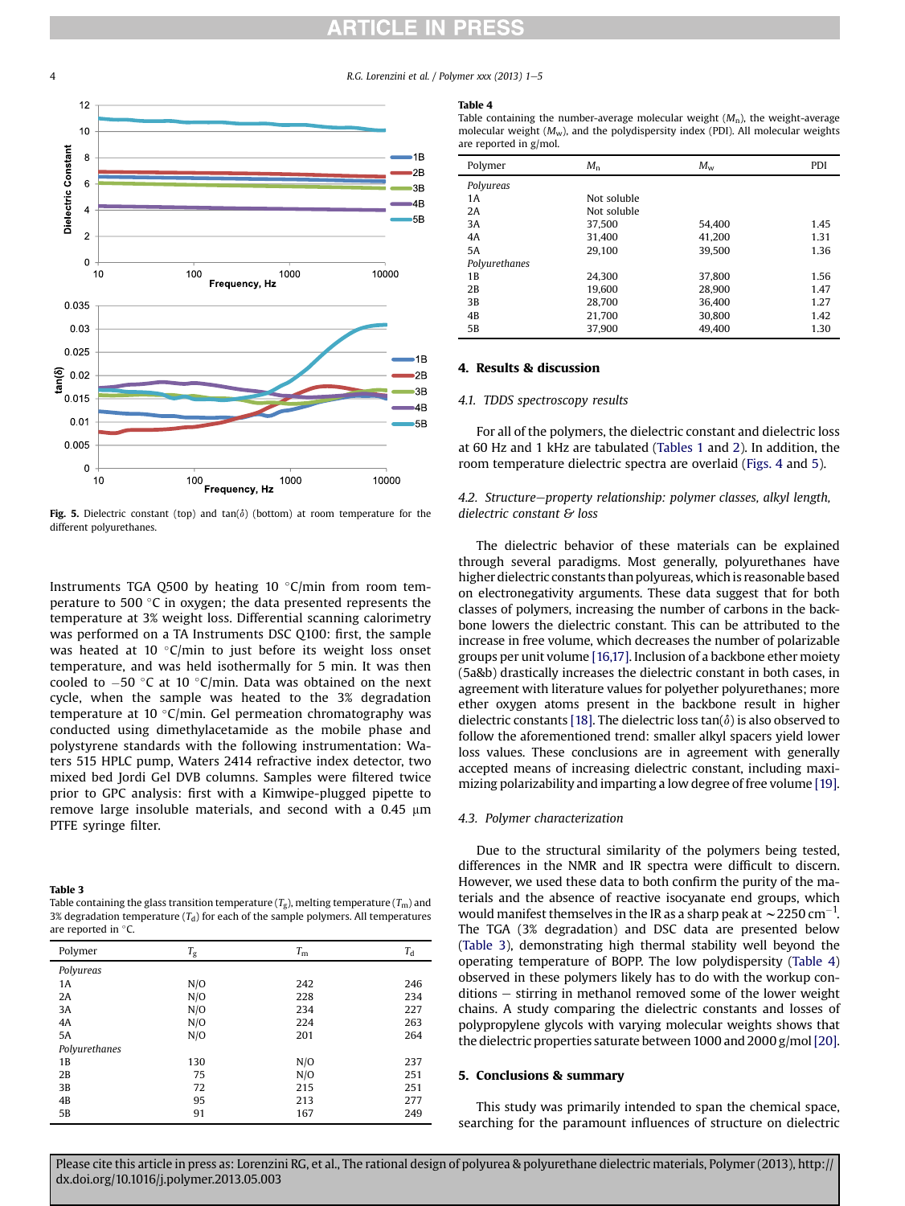Fig. 5. Dielectric constant (top) and tan(δ) (bottom) at room temperature for the different polyurethanes.

Instruments TGA Q500 by heating 10 °C/min from room temperature to 500 °C in oxygen; the data presented represents the temperature at 3% weight loss. Differential scanning calorimetry was performed on a TA Instruments DSC Q100: first, the sample was heated at 10 °C/min to just before its weight loss onset temperature, and was held isothermally for 5 min. It was then cooled to −50 °C at 10 °C/min. Data was obtained on the next cycle, when the sample was heated to the 3% degradation temperature at 10 °C/min. Gel permeation chromatography was conducted using dimethylacetamide as the mobile phase and polystyrene standards with the following instrumentation: Waters 515 HPLC pump, Waters 2414 refractive index detector, two mixed bed Jordi Gel DVB columns. Samples were filtered twice prior to GPC analysis: first with a Kimwipe-plugged pipette to remove large insoluble materials, and second with a 0.45 μm PTFE syringe filter.

**Table 3**
Table containing the glass transition temperature ($T_g$), melting temperature ($T_m$) and 3% degradation temperature ($T_d$) for each of the sample polymers. All temperatures are reported in °C.

| Polymer | $T_g$ | $T_m$ | $T_d$ |
|---|---|---|---|
| *Polyureas* | | | |
| 1A | N/O | 242 | 246 |
| 2A | N/O | 228 | 234 |
| 3A | N/O | 234 | 227 |
| 4A | N/O | 224 | 263 |
| 5A | N/O | 201 | 264 |
| *Polyurethanes* | | | |
| 1B | 130 | N/O | 237 |
| 2B | 75 | N/O | 251 |
| 3B | 72 | 215 | 251 |
| 4B | 95 | 213 | 277 |
| 5B | 91 | 167 | 249 |

**Table 4**
Table containing the number-average molecular weight ($M_n$), the weight-average molecular weight ($M_w$), and the polydispersity index (PDI). All molecular weights are reported in g/mol.

| Polymer | $M_n$ | $M_w$ | PDI |
|---|---|---|---|
| *Polyureas* | | | |
| 1A | Not soluble | | |
| 2A | Not soluble | | |
| 3A | 37,500 | 54,400 | 1.45 |
| 4A | 31,400 | 41,200 | 1.31 |
| 5A | 29,100 | 39,500 | 1.36 |
| *Polyurethanes* | | | |
| 1B | 24,300 | 37,800 | 1.56 |
| 2B | 19,600 | 28,900 | 1.47 |
| 3B | 28,700 | 36,400 | 1.27 |
| 4B | 21,700 | 30,800 | 1.42 |
| 5B | 37,900 | 49,400 | 1.30 |

## 4. Results & discussion

### 4.1. TDDS spectroscopy results

For all of the polymers, the dielectric constant and dielectric loss at 60 Hz and 1 kHz are tabulated (Tables 1 and 2). In addition, the room temperature dielectric spectra are overlaid (Figs. 4 and 5).

### 4.2. Structure–property relationship: polymer classes, alkyl length, dielectric constant & loss

The dielectric behavior of these materials can be explained through several paradigms. Most generally, polyurethanes have higher dielectric constants than polyureas, which is reasonable based on electronegativity arguments. These data suggest that for both classes of polymers, increasing the number of carbons in the backbone lowers the dielectric constant. This can be attributed to the increase in free volume, which decreases the number of polarizable groups per unit volume [16,17]. Inclusion of a backbone ether moiety (5a&b) drastically increases the dielectric constant in both cases, in agreement with literature values for polyether polyurethanes; more ether oxygen atoms present in the backbone result in higher dielectric constants [18]. The dielectric loss tan(δ) is also observed to follow the aforementioned trend: smaller alkyl spacers yield lower loss values. These conclusions are in agreement with generally accepted means of increasing dielectric constant, including maximizing polarizability and imparting a low degree of free volume [19].

### 4.3. Polymer characterization

Due to the structural similarity of the polymers being tested, differences in the NMR and IR spectra were difficult to discern. However, we used these data to both confirm the purity of the materials and the absence of reactive isocyanate end groups, which would manifest themselves in the IR as a sharp peak at ~2250 cm$^{-1}$. The TGA (3% degradation) and DSC data are presented below (Table 3), demonstrating high thermal stability well beyond the operating temperature of BOPP. The low polydispersity (Table 4) observed in these polymers likely has to do with the workup conditions – stirring in methanol removed some of the lower weight chains. A study comparing the dielectric constants and losses of polypropylene glycols with varying molecular weights shows that the dielectric properties saturate between 1000 and 2000 g/mol [20].

## 5. Conclusions & summary

This study was primarily intended to span the chemical space, searching for the paramount influences of structure on dielectric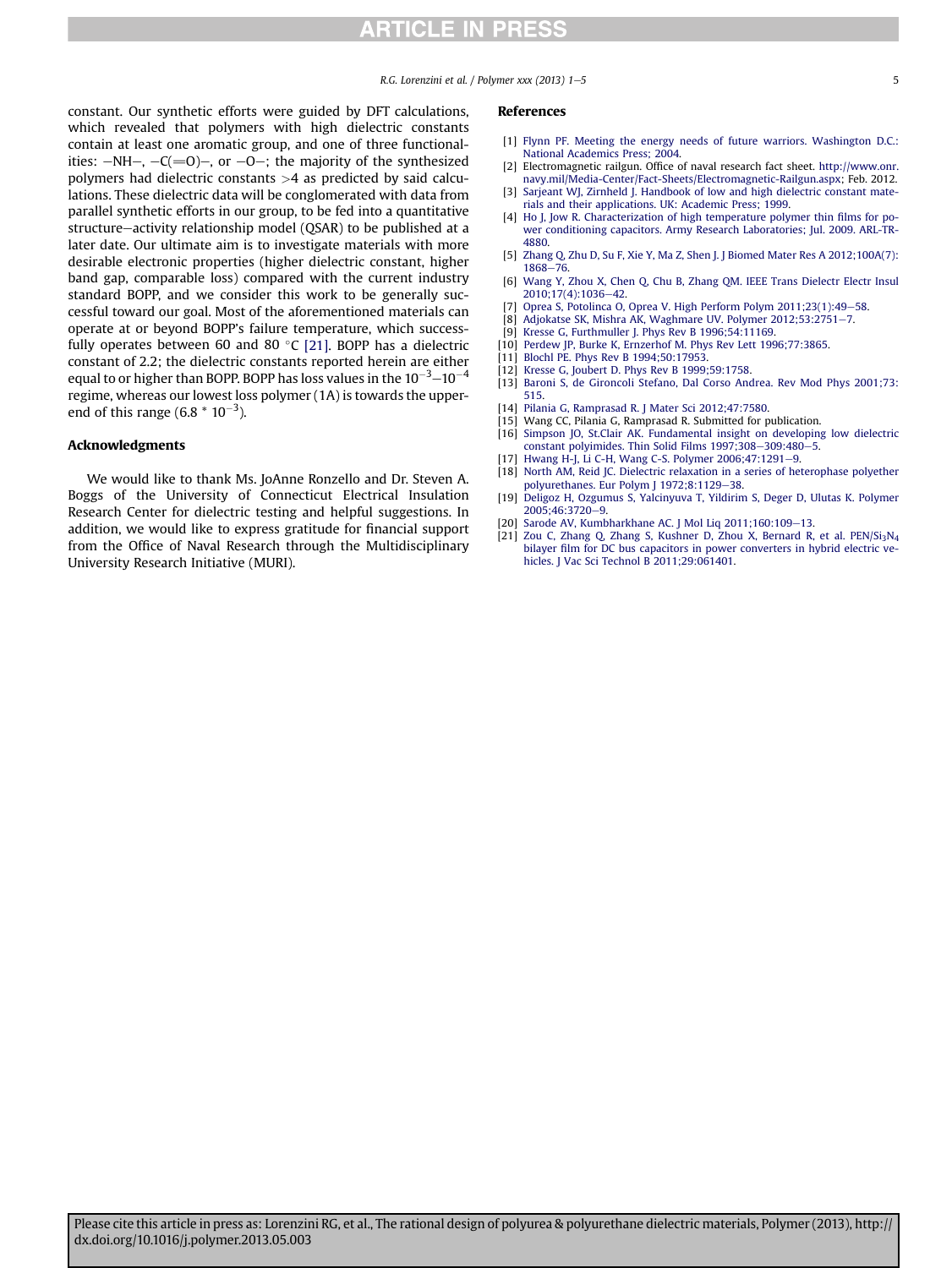constant. Our synthetic efforts were guided by DFT calculations, which revealed that polymers with high dielectric constants contain at least one aromatic group, and one of three functionalities: −NH−, −C(═O)−, or −O−; the majority of the synthesized polymers had dielectric constants >4 as predicted by said calculations. These dielectric data will be conglomerated with data from parallel synthetic efforts in our group, to be fed into a quantitative structure−activity relationship model (QSAR) to be published at a later date. Our ultimate aim is to investigate materials with more desirable electronic properties (higher dielectric constant, higher band gap, comparable loss) compared with the current industry standard BOPP, and we consider this work to be generally successful toward our goal. Most of the aforementioned materials can operate at or beyond BOPP's failure temperature, which successfully operates between 60 and 80 °C [21]. BOPP has a dielectric constant of 2.2; the dielectric constants reported herein are either equal to or higher than BOPP. BOPP has loss values in the $10^{-3}$–$10^{-4}$ regime, whereas our lowest loss polymer (1A) is towards the upper-end of this range ($6.8 * 10^{-3}$).

## Acknowledgments

We would like to thank Ms. JoAnne Ronzello and Dr. Steven A. Boggs of the University of Connecticut Electrical Insulation Research Center for dielectric testing and helpful suggestions. In addition, we would like to express gratitude for financial support from the Office of Naval Research through the Multidisciplinary University Research Initiative (MURI).

## References

[1] Flynn PF. Meeting the energy needs of future warriors. Washington D.C.: National Academics Press; 2004.
[2] Electromagnetic railgun. Office of naval research fact sheet. http://www.onr.navy.mil/Media-Center/Fact-Sheets/Electromagnetic-Railgun.aspx; Feb. 2012.
[3] Sarjeant WJ, Zirnheld J. Handbook of low and high dielectric constant materials and their applications. UK: Academic Press; 1999.
[4] Ho J, Jow R. Characterization of high temperature polymer thin films for power conditioning capacitors. Army Research Laboratories; Jul. 2009. ARL-TR-4880.
[5] Zhang Q, Zhu D, Su F, Xie Y, Ma Z, Shen J. J Biomed Mater Res A 2012;100A(7):1868–76.
[6] Wang Y, Zhou X, Chen Q, Chu B, Zhang QM. IEEE Trans Dielectr Electr Insul 2010;17(4):1036–42.
[7] Oprea S, Potolinca O, Oprea V. High Perform Polym 2011;23(1):49–58.
[8] Adjokatse SK, Mishra AK, Waghmare UV. Polymer 2012;53:2751–7.
[9] Kresse G, Furthmuller J. Phys Rev B 1996;54:11169.
[10] Perdew JP, Burke K, Ernzerhof M. Phys Rev Lett 1996;77:3865.
[11] Blochl PE. Phys Rev B 1994;50:17953.
[12] Kresse G, Joubert D. Phys Rev B 1999;59:1758.
[13] Baroni S, de Gironcoli Stefano, Dal Corso Andrea. Rev Mod Phys 2001;73:515.
[14] Pilania G, Ramprasad R. J Mater Sci 2012;47:7580.
[15] Wang CC, Pilania G, Ramprasad R. Submitted for publication.
[16] Simpson JO, St.Clair AK. Fundamental insight on developing low dielectric constant polyimides. Thin Solid Films 1997;308–309:480–5.
[17] Hwang H-J, Li C-H, Wang C-S. Polymer 2006;47:1291–9.
[18] North AM, Reid JC. Dielectric relaxation in a series of heterophase polyether polyurethanes. Eur Polym J 1972;8:1129–38.
[19] Deligoz H, Ozgumus S, Yalcinyuva T, Yildirim S, Deger D, Ulutas K. Polymer 2005;46:3720–9.
[20] Sarode AV, Kumbharkhane AC. J Mol Liq 2011;160:109–13.
[21] Zou C, Zhang Q, Zhang S, Kushner D, Zhou X, Bernard R, et al. PEN/$Si_3N_4$ bilayer film for DC bus capacitors in power converters in hybrid electric vehicles. J Vac Sci Technol B 2011;29:061401.